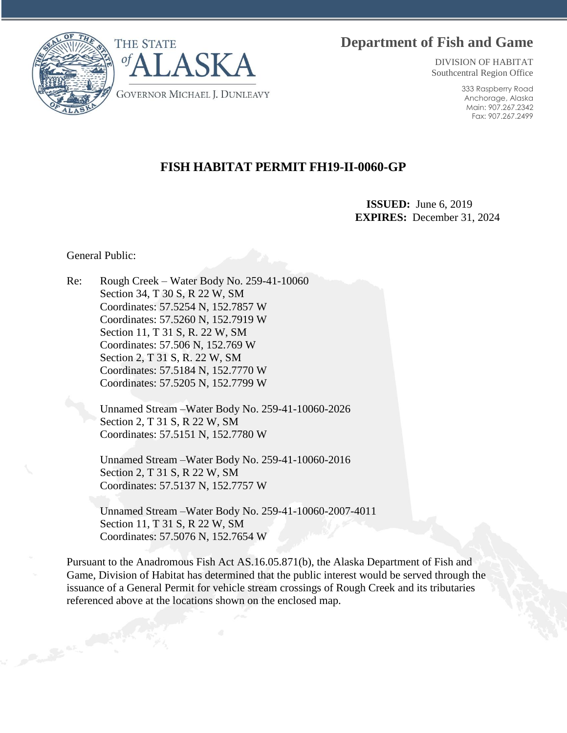THE STATE of ALASKA

GOVERNOR MICHAEL J. DUNLEAVY

**Department of Fish and Game**

DIVISION OF HABITAT
Southcentral Region Office

333 Raspberry Road
Anchorage, Alaska
Main: 907.267.2342
Fax: 907.267.2499

# FISH HABITAT PERMIT FH19-II-0060-GP

**ISSUED:** June 6, 2019
**EXPIRES:** December 31, 2024

General Public:

Re: Rough Creek – Water Body No. 259-41-10060
Section 34, T 30 S, R 22 W, SM
Coordinates: 57.5254 N, 152.7857 W
Coordinates: 57.5260 N, 152.7919 W
Section 11, T 31 S, R. 22 W, SM
Coordinates: 57.506 N, 152.769 W
Section 2, T 31 S, R. 22 W, SM
Coordinates: 57.5184 N, 152.7770 W
Coordinates: 57.5205 N, 152.7799 W

Unnamed Stream –Water Body No. 259-41-10060-2026
Section 2, T 31 S, R 22 W, SM
Coordinates: 57.5151 N, 152.7780 W

Unnamed Stream –Water Body No. 259-41-10060-2016
Section 2, T 31 S, R 22 W, SM
Coordinates: 57.5137 N, 152.7757 W

Unnamed Stream –Water Body No. 259-41-10060-2007-4011
Section 11, T 31 S, R 22 W, SM
Coordinates: 57.5076 N, 152.7654 W

Pursuant to the Anadromous Fish Act AS.16.05.871(b), the Alaska Department of Fish and Game, Division of Habitat has determined that the public interest would be served through the issuance of a General Permit for vehicle stream crossings of Rough Creek and its tributaries referenced above at the locations shown on the enclosed map.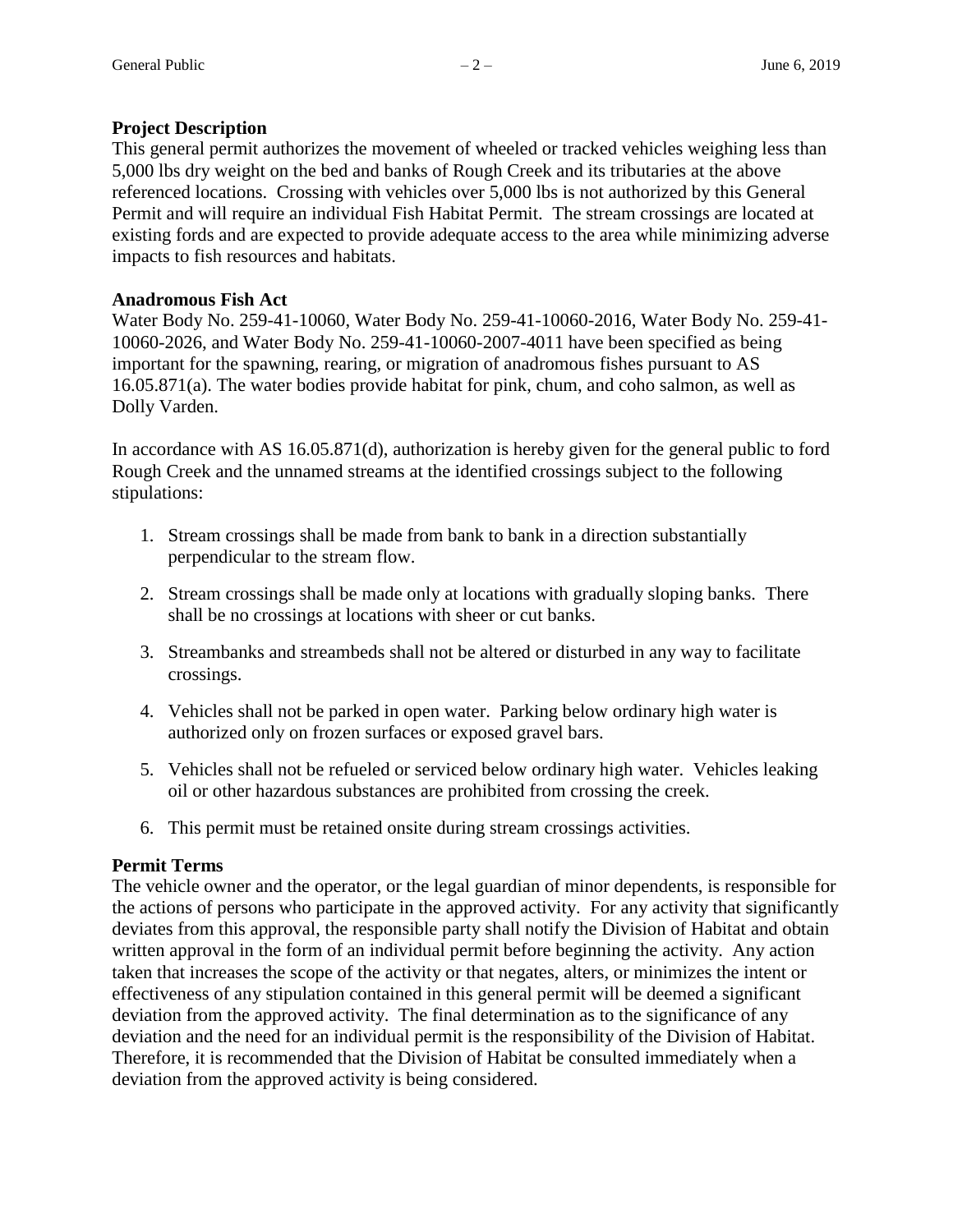**Project Description**

This general permit authorizes the movement of wheeled or tracked vehicles weighing less than 5,000 lbs dry weight on the bed and banks of Rough Creek and its tributaries at the above referenced locations. Crossing with vehicles over 5,000 lbs is not authorized by this General Permit and will require an individual Fish Habitat Permit. The stream crossings are located at existing fords and are expected to provide adequate access to the area while minimizing adverse impacts to fish resources and habitats.

**Anadromous Fish Act**

Water Body No. 259-41-10060, Water Body No. 259-41-10060-2016, Water Body No. 259-41-10060-2026, and Water Body No. 259-41-10060-2007-4011 have been specified as being important for the spawning, rearing, or migration of anadromous fishes pursuant to AS 16.05.871(a). The water bodies provide habitat for pink, chum, and coho salmon, as well as Dolly Varden.

In accordance with AS 16.05.871(d), authorization is hereby given for the general public to ford Rough Creek and the unnamed streams at the identified crossings subject to the following stipulations:

1. Stream crossings shall be made from bank to bank in a direction substantially perpendicular to the stream flow.
2. Stream crossings shall be made only at locations with gradually sloping banks. There shall be no crossings at locations with sheer or cut banks.
3. Streambanks and streambeds shall not be altered or disturbed in any way to facilitate crossings.
4. Vehicles shall not be parked in open water. Parking below ordinary high water is authorized only on frozen surfaces or exposed gravel bars.
5. Vehicles shall not be refueled or serviced below ordinary high water. Vehicles leaking oil or other hazardous substances are prohibited from crossing the creek.
6. This permit must be retained onsite during stream crossings activities.

**Permit Terms**

The vehicle owner and the operator, or the legal guardian of minor dependents, is responsible for the actions of persons who participate in the approved activity. For any activity that significantly deviates from this approval, the responsible party shall notify the Division of Habitat and obtain written approval in the form of an individual permit before beginning the activity. Any action taken that increases the scope of the activity or that negates, alters, or minimizes the intent or effectiveness of any stipulation contained in this general permit will be deemed a significant deviation from the approved activity. The final determination as to the significance of any deviation and the need for an individual permit is the responsibility of the Division of Habitat. Therefore, it is recommended that the Division of Habitat be consulted immediately when a deviation from the approved activity is being considered.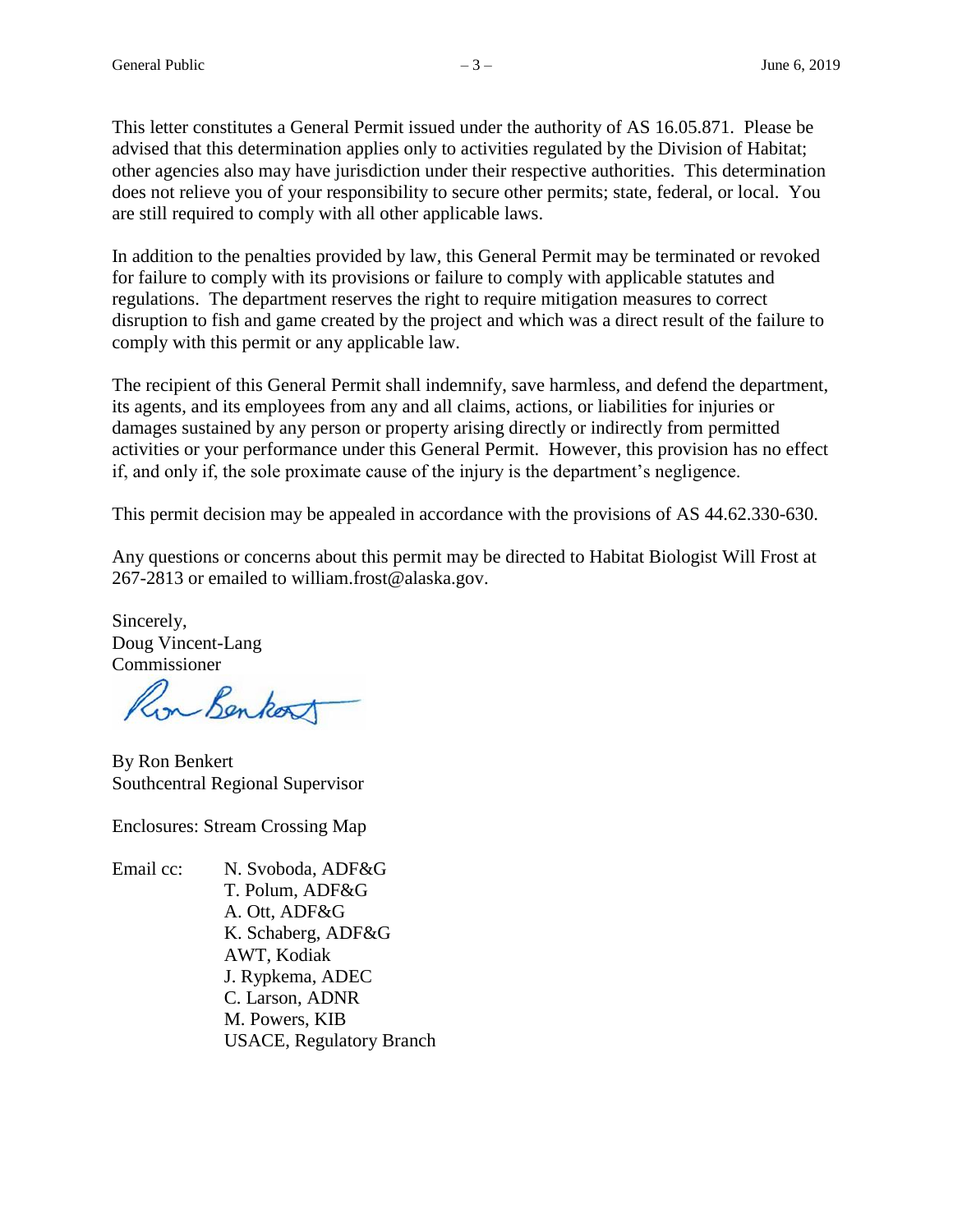This letter constitutes a General Permit issued under the authority of AS 16.05.871. Please be advised that this determination applies only to activities regulated by the Division of Habitat; other agencies also may have jurisdiction under their respective authorities. This determination does not relieve you of your responsibility to secure other permits; state, federal, or local. You are still required to comply with all other applicable laws.

In addition to the penalties provided by law, this General Permit may be terminated or revoked for failure to comply with its provisions or failure to comply with applicable statutes and regulations. The department reserves the right to require mitigation measures to correct disruption to fish and game created by the project and which was a direct result of the failure to comply with this permit or any applicable law.

The recipient of this General Permit shall indemnify, save harmless, and defend the department, its agents, and its employees from any and all claims, actions, or liabilities for injuries or damages sustained by any person or property arising directly or indirectly from permitted activities or your performance under this General Permit. However, this provision has no effect if, and only if, the sole proximate cause of the injury is the department's negligence.

This permit decision may be appealed in accordance with the provisions of AS 44.62.330-630.

Any questions or concerns about this permit may be directed to Habitat Biologist Will Frost at 267-2813 or emailed to william.frost@alaska.gov.

Sincerely,
Doug Vincent-Lang
Commissioner

By Ron Benkert
Southcentral Regional Supervisor

Enclosures: Stream Crossing Map

Email cc:
N. Svoboda, ADF&G
T. Polum, ADF&G
A. Ott, ADF&G
K. Schaberg, ADF&G
AWT, Kodiak
J. Rypkema, ADEC
C. Larson, ADNR
M. Powers, KIB
USACE, Regulatory Branch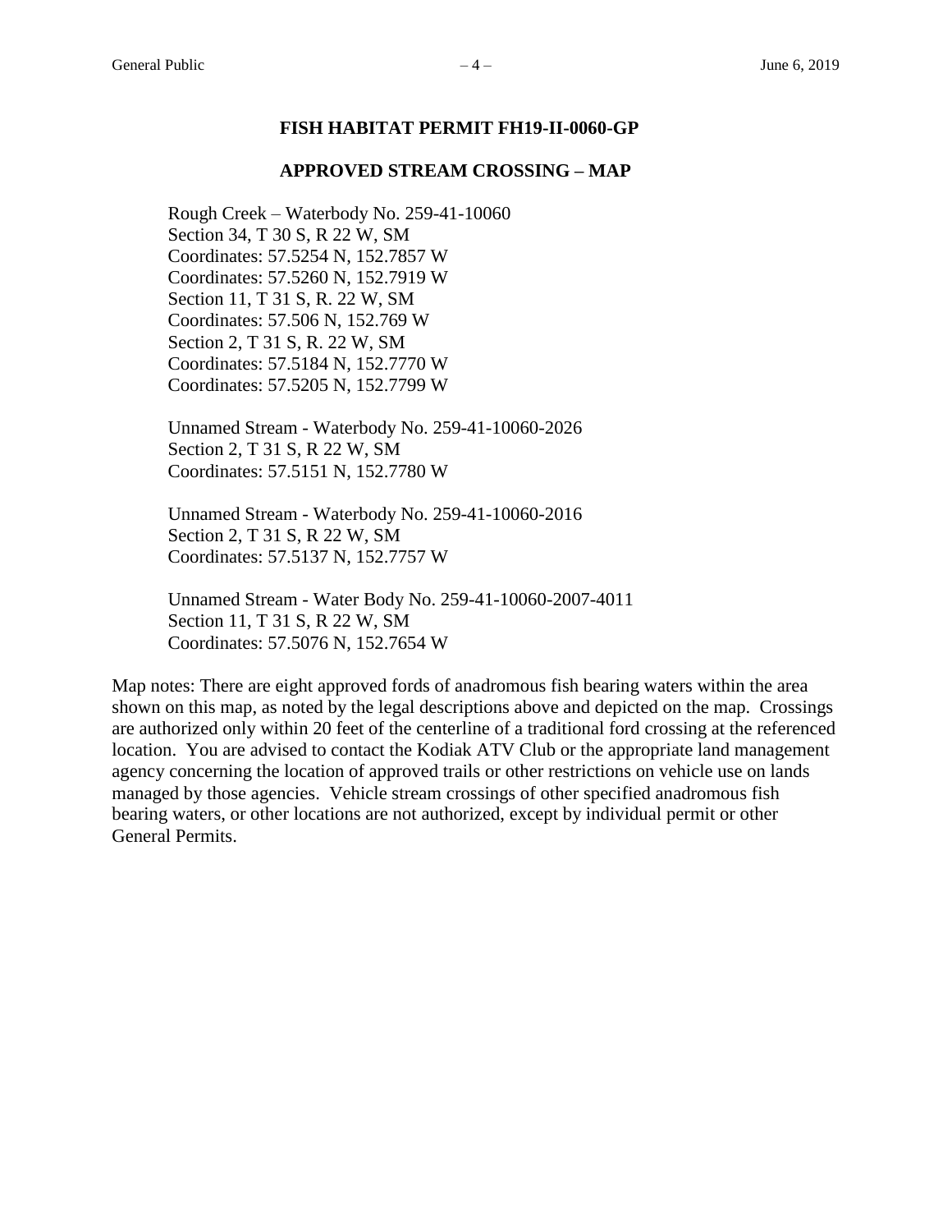## FISH HABITAT PERMIT FH19-II-0060-GP

## APPROVED STREAM CROSSING – MAP

Rough Creek – Waterbody No. 259-41-10060
Section 34, T 30 S, R 22 W, SM
Coordinates: 57.5254 N, 152.7857 W
Coordinates: 57.5260 N, 152.7919 W
Section 11, T 31 S, R. 22 W, SM
Coordinates: 57.506 N, 152.769 W
Section 2, T 31 S, R. 22 W, SM
Coordinates: 57.5184 N, 152.7770 W
Coordinates: 57.5205 N, 152.7799 W

Unnamed Stream - Waterbody No. 259-41-10060-2026
Section 2, T 31 S, R 22 W, SM
Coordinates: 57.5151 N, 152.7780 W

Unnamed Stream - Waterbody No. 259-41-10060-2016
Section 2, T 31 S, R 22 W, SM
Coordinates: 57.5137 N, 152.7757 W

Unnamed Stream - Water Body No. 259-41-10060-2007-4011
Section 11, T 31 S, R 22 W, SM
Coordinates: 57.5076 N, 152.7654 W

Map notes: There are eight approved fords of anadromous fish bearing waters within the area shown on this map, as noted by the legal descriptions above and depicted on the map. Crossings are authorized only within 20 feet of the centerline of a traditional ford crossing at the referenced location. You are advised to contact the Kodiak ATV Club or the appropriate land management agency concerning the location of approved trails or other restrictions on vehicle use on lands managed by those agencies. Vehicle stream crossings of other specified anadromous fish bearing waters, or other locations are not authorized, except by individual permit or other General Permits.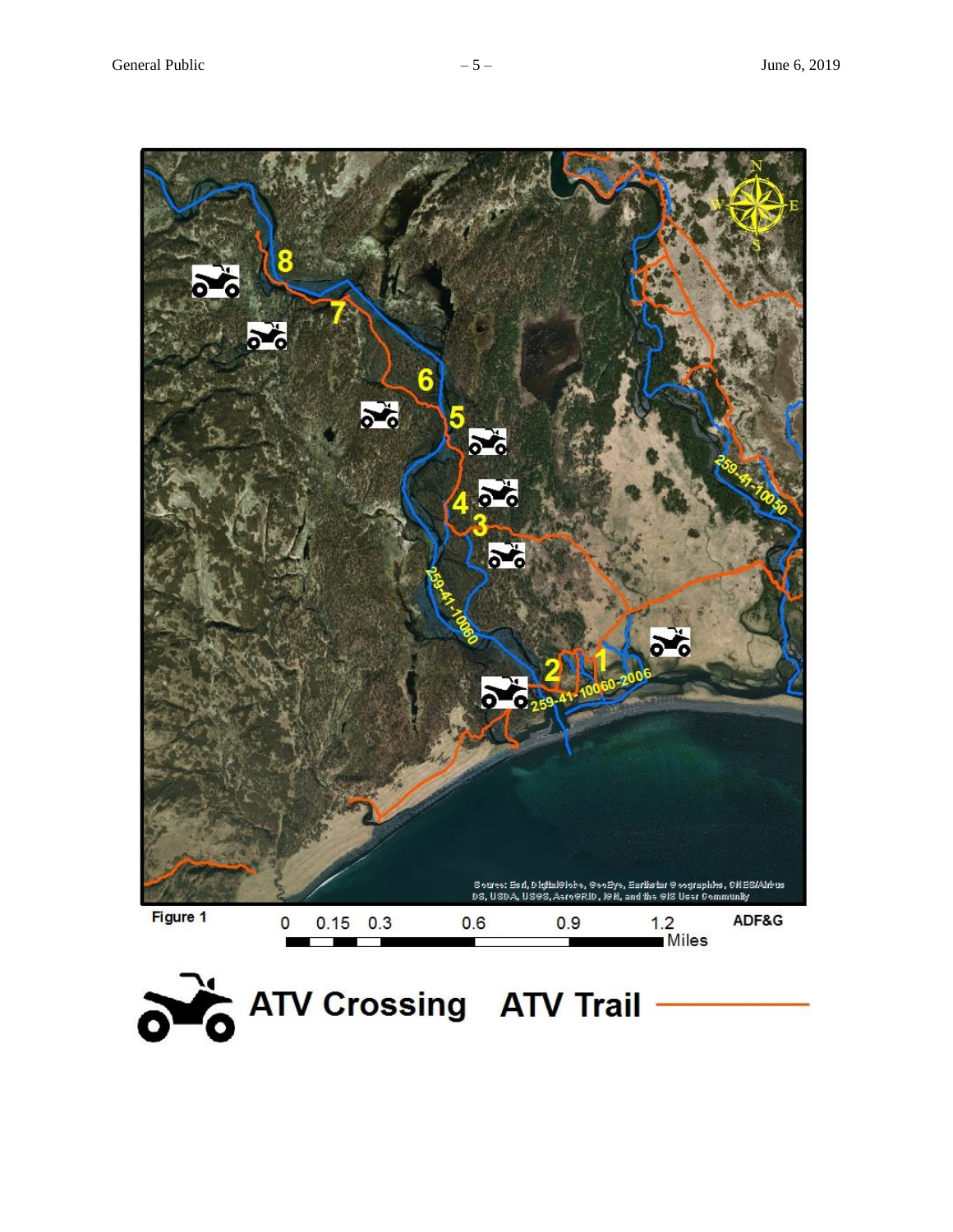Source: Esri, DigitalGlobe, GeoEye, Earthstar Geographics, CNES/Airbus DS, USDA, USGS, AeroGRID, IGN, and the GIS User Community

259-41-10050

259-41-10060

259-41-10060-2006

1 2 3 4 5 6 7 8

Figure 1

0 0.15 0.3 0.6 0.9 1.2 Miles

ADF&G

ATV Crossing ATV Trail